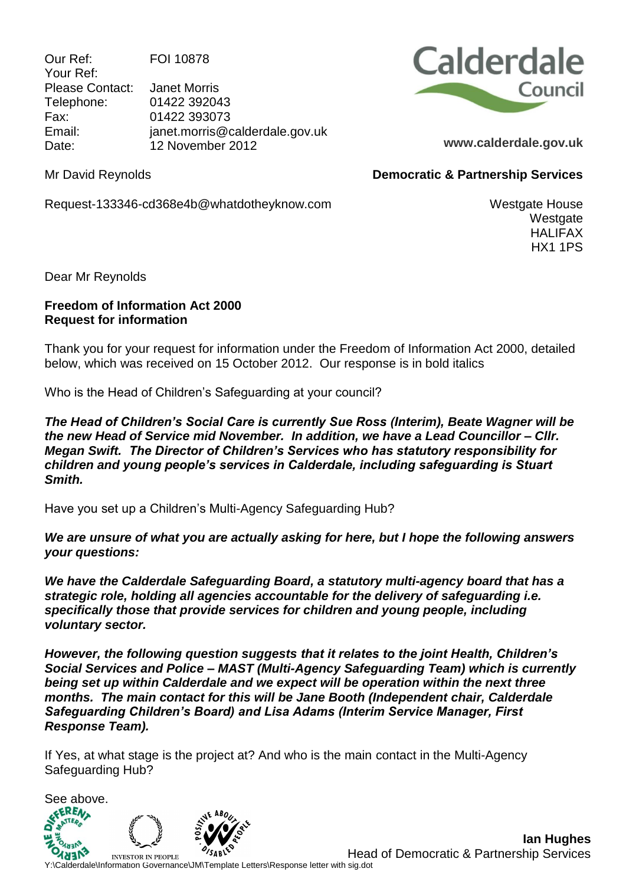Our Ref: FOI 10878
Your Ref:
Please Contact: Janet Morris
Telephone: 01422 392043
Fax: 01422 393073
Email: janet.morris@calderdale.gov.uk
Date: 12 November 2012

Calderdale Council

www.calderdale.gov.uk

**Democratic & Partnership Services**

Westgate House
Westgate
HALIFAX
HX1 1PS

Mr David Reynolds

Request-133346-cd368e4b@whatdotheyknow.com

Dear Mr Reynolds

**Freedom of Information Act 2000**
**Request for information**

Thank you for your request for information under the Freedom of Information Act 2000, detailed below, which was received on 15 October 2012. Our response is in bold italics

Who is the Head of Children's Safeguarding at your council?

***The Head of Children's Social Care is currently Sue Ross (Interim), Beate Wagner will be the new Head of Service mid November. In addition, we have a Lead Councillor – Cllr. Megan Swift. The Director of Children's Services who has statutory responsibility for children and young people's services in Calderdale, including safeguarding is Stuart Smith.***

Have you set up a Children's Multi-Agency Safeguarding Hub?

***We are unsure of what you are actually asking for here, but I hope the following answers your questions:***

***We have the Calderdale Safeguarding Board, a statutory multi-agency board that has a strategic role, holding all agencies accountable for the delivery of safeguarding i.e. specifically those that provide services for children and young people, including voluntary sector.***

***However, the following question suggests that it relates to the joint Health, Children's Social Services and Police – MAST (Multi-Agency Safeguarding Team) which is currently being set up within Calderdale and we expect will be operation within the next three months. The main contact for this will be Jane Booth (Independent chair, Calderdale Safeguarding Children's Board) and Lisa Adams (Interim Service Manager, First Response Team).***

If Yes, at what stage is the project at? And who is the main contact in the Multi-Agency Safeguarding Hub?

See above.

**Ian Hughes**
Head of Democratic & Partnership Services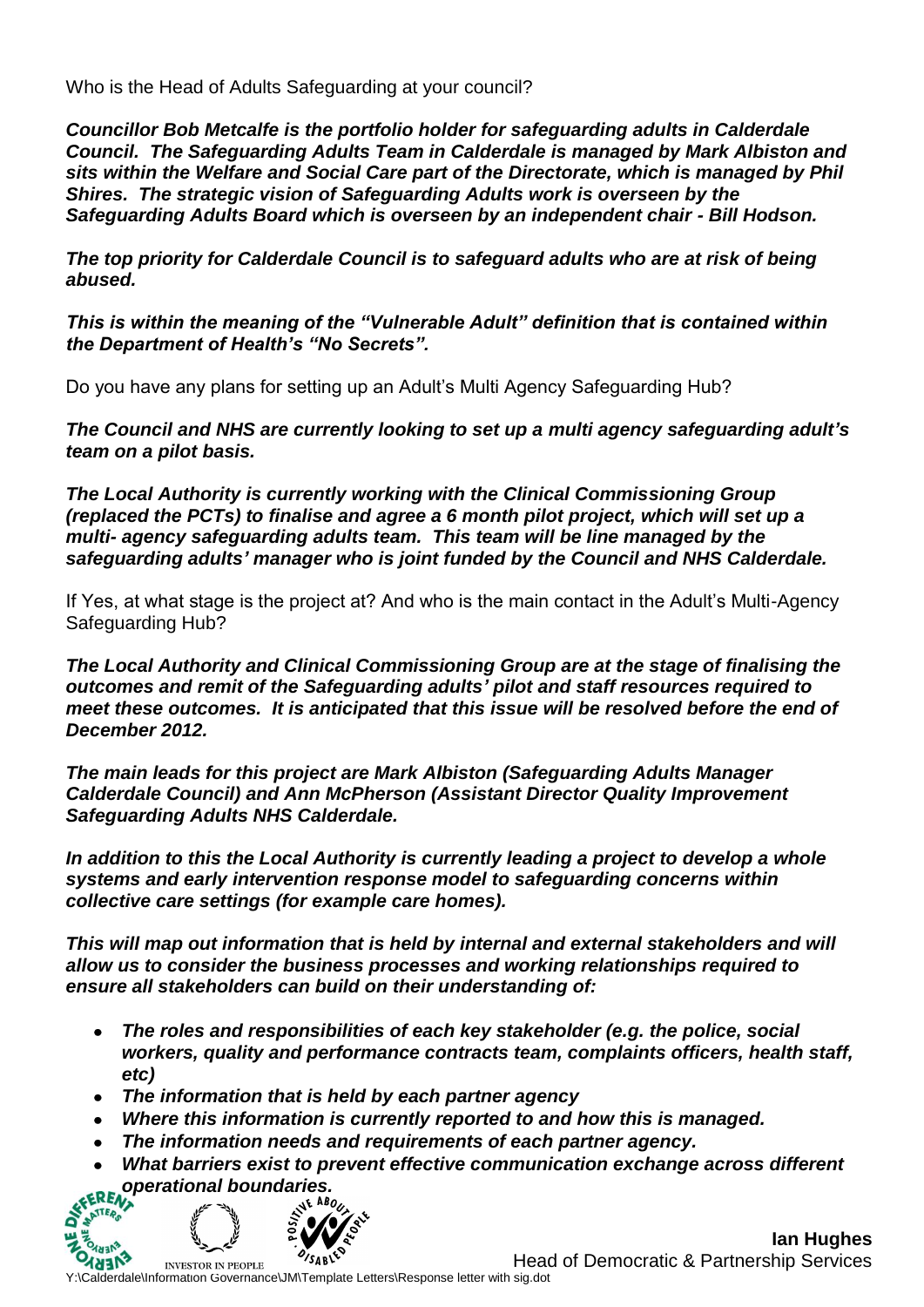Who is the Head of Adults Safeguarding at your council?

***Councillor Bob Metcalfe is the portfolio holder for safeguarding adults in Calderdale Council. The Safeguarding Adults Team in Calderdale is managed by Mark Albiston and sits within the Welfare and Social Care part of the Directorate, which is managed by Phil Shires. The strategic vision of Safeguarding Adults work is overseen by the Safeguarding Adults Board which is overseen by an independent chair - Bill Hodson.***

***The top priority for Calderdale Council is to safeguard adults who are at risk of being abused.***

***This is within the meaning of the "Vulnerable Adult" definition that is contained within the Department of Health's "No Secrets".***

Do you have any plans for setting up an Adult's Multi Agency Safeguarding Hub?

***The Council and NHS are currently looking to set up a multi agency safeguarding adult's team on a pilot basis.***

***The Local Authority is currently working with the Clinical Commissioning Group (replaced the PCTs) to finalise and agree a 6 month pilot project, which will set up a multi- agency safeguarding adults team. This team will be line managed by the safeguarding adults' manager who is joint funded by the Council and NHS Calderdale.***

If Yes, at what stage is the project at? And who is the main contact in the Adult's Multi-Agency Safeguarding Hub?

***The Local Authority and Clinical Commissioning Group are at the stage of finalising the outcomes and remit of the Safeguarding adults' pilot and staff resources required to meet these outcomes. It is anticipated that this issue will be resolved before the end of December 2012.***

***The main leads for this project are Mark Albiston (Safeguarding Adults Manager Calderdale Council) and Ann McPherson (Assistant Director Quality Improvement Safeguarding Adults NHS Calderdale.***

***In addition to this the Local Authority is currently leading a project to develop a whole systems and early intervention response model to safeguarding concerns within collective care settings (for example care homes).***

***This will map out information that is held by internal and external stakeholders and will allow us to consider the business processes and working relationships required to ensure all stakeholders can build on their understanding of:***

- ***The roles and responsibilities of each key stakeholder (e.g. the police, social workers, quality and performance contracts team, complaints officers, health staff, etc)***
- ***The information that is held by each partner agency***
- ***Where this information is currently reported to and how this is managed.***
- ***The information needs and requirements of each partner agency.***
- ***What barriers exist to prevent effective communication exchange across different operational boundaries.***

**Ian Hughes**
Head of Democratic & Partnership Services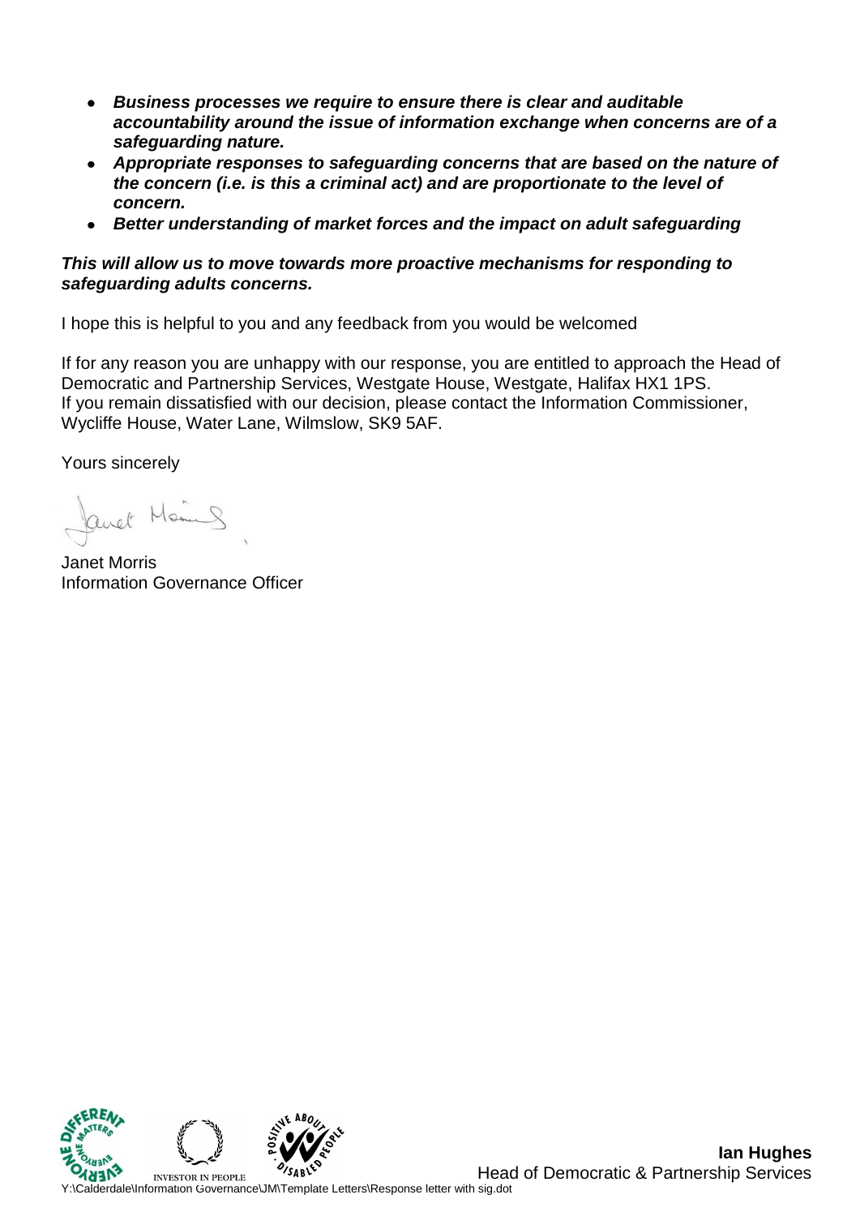- ***Business processes we require to ensure there is clear and auditable accountability around the issue of information exchange when concerns are of a safeguarding nature.***
- ***Appropriate responses to safeguarding concerns that are based on the nature of the concern (i.e. is this a criminal act) and are proportionate to the level of concern.***
- ***Better understanding of market forces and the impact on adult safeguarding***

***This will allow us to move towards more proactive mechanisms for responding to safeguarding adults concerns.***

I hope this is helpful to you and any feedback from you would be welcomed

If for any reason you are unhappy with our response, you are entitled to approach the Head of Democratic and Partnership Services, Westgate House, Westgate, Halifax HX1 1PS.
If you remain dissatisfied with our decision, please contact the Information Commissioner, Wycliffe House, Water Lane, Wilmslow, SK9 5AF.

Yours sincerely

Janet Morris
Information Governance Officer

**Ian Hughes**
Head of Democratic & Partnership Services